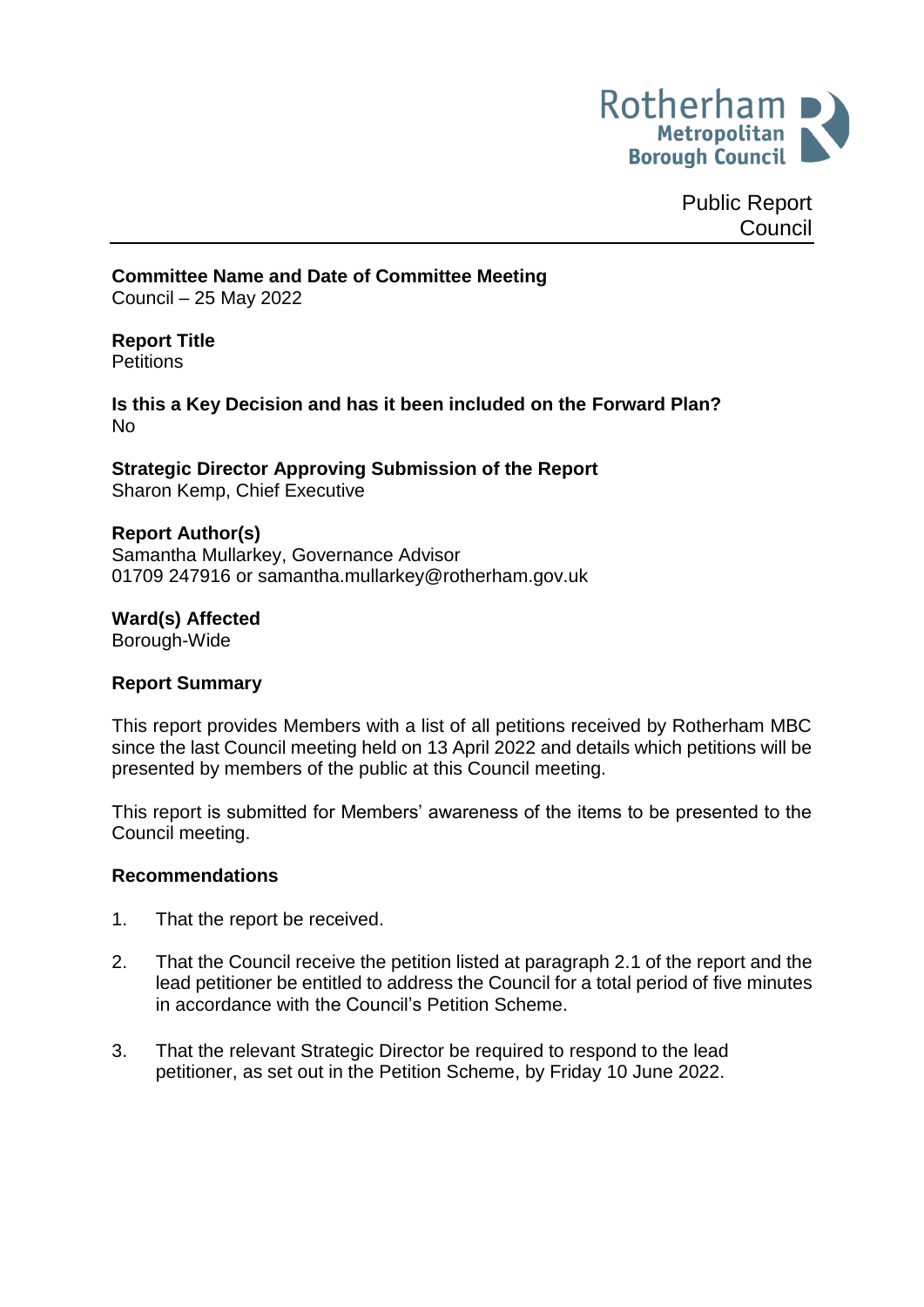Rotherham Metropolitan Borough Council

Public Report
Council

**Committee Name and Date of Committee Meeting**
Council – 25 May 2022

**Report Title**
Petitions

**Is this a Key Decision and has it been included on the Forward Plan?**
No

**Strategic Director Approving Submission of the Report**
Sharon Kemp, Chief Executive

**Report Author(s)**
Samantha Mullarkey, Governance Advisor
01709 247916 or samantha.mullarkey@rotherham.gov.uk

**Ward(s) Affected**
Borough-Wide

**Report Summary**

This report provides Members with a list of all petitions received by Rotherham MBC since the last Council meeting held on 13 April 2022 and details which petitions will be presented by members of the public at this Council meeting.

This report is submitted for Members' awareness of the items to be presented to the Council meeting.

**Recommendations**

1. That the report be received.

2. That the Council receive the petition listed at paragraph 2.1 of the report and the lead petitioner be entitled to address the Council for a total period of five minutes in accordance with the Council's Petition Scheme.

3. That the relevant Strategic Director be required to respond to the lead petitioner, as set out in the Petition Scheme, by Friday 10 June 2022.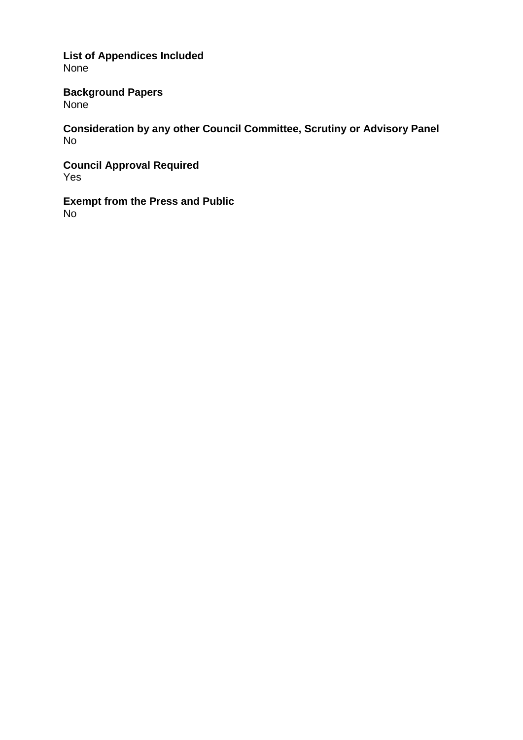**List of Appendices Included**
None

**Background Papers**
None

**Consideration by any other Council Committee, Scrutiny or Advisory Panel**
No

**Council Approval Required**
Yes

**Exempt from the Press and Public**
No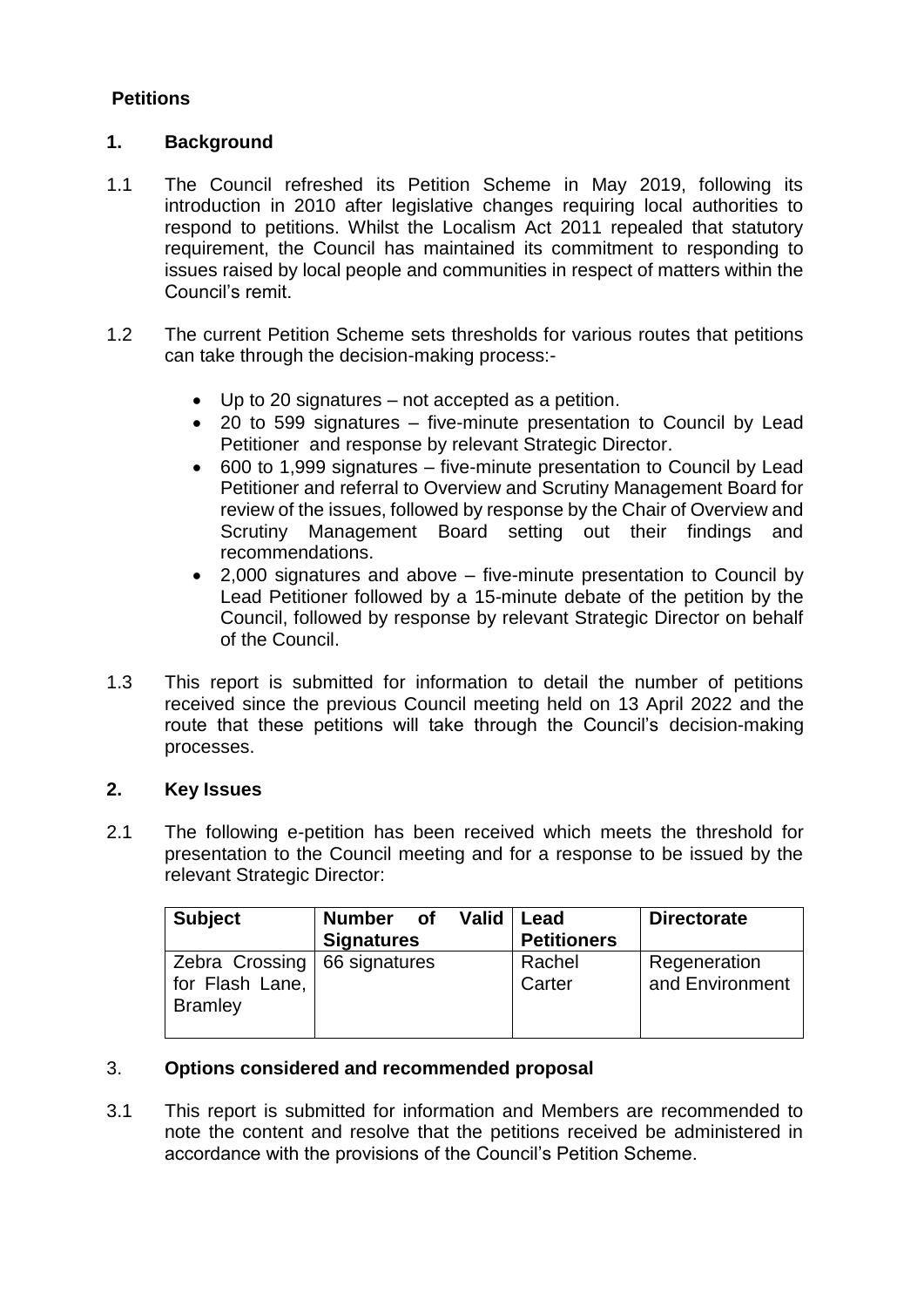## Petitions

### 1. Background

1.1 The Council refreshed its Petition Scheme in May 2019, following its introduction in 2010 after legislative changes requiring local authorities to respond to petitions. Whilst the Localism Act 2011 repealed that statutory requirement, the Council has maintained its commitment to responding to issues raised by local people and communities in respect of matters within the Council's remit.

1.2 The current Petition Scheme sets thresholds for various routes that petitions can take through the decision-making process:-

- Up to 20 signatures – not accepted as a petition.
- 20 to 599 signatures – five-minute presentation to Council by Lead Petitioner and response by relevant Strategic Director.
- 600 to 1,999 signatures – five-minute presentation to Council by Lead Petitioner and referral to Overview and Scrutiny Management Board for review of the issues, followed by response by the Chair of Overview and Scrutiny Management Board setting out their findings and recommendations.
- 2,000 signatures and above – five-minute presentation to Council by Lead Petitioner followed by a 15-minute debate of the petition by the Council, followed by response by relevant Strategic Director on behalf of the Council.

1.3 This report is submitted for information to detail the number of petitions received since the previous Council meeting held on 13 April 2022 and the route that these petitions will take through the Council's decision-making processes.

### 2. Key Issues

2.1 The following e-petition has been received which meets the threshold for presentation to the Council meeting and for a response to be issued by the relevant Strategic Director:

| Subject | Number of Valid Signatures | Lead Petitioners | Directorate |
|---|---|---|---|
| Zebra Crossing for Flash Lane, Bramley | 66 signatures | Rachel Carter | Regeneration and Environment |

### 3. Options considered and recommended proposal

3.1 This report is submitted for information and Members are recommended to note the content and resolve that the petitions received be administered in accordance with the provisions of the Council's Petition Scheme.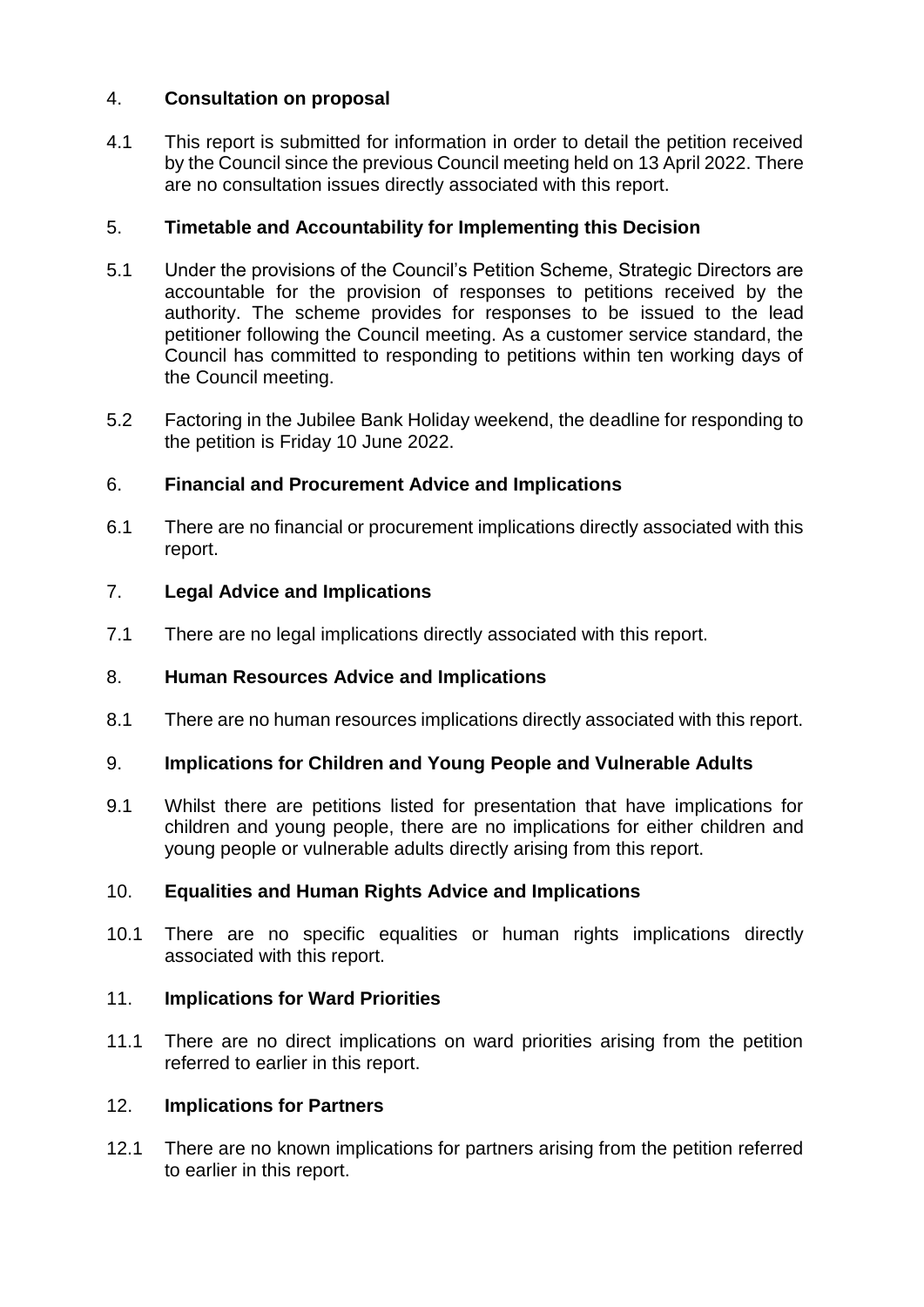## 4. **Consultation on proposal**

4.1 This report is submitted for information in order to detail the petition received by the Council since the previous Council meeting held on 13 April 2022. There are no consultation issues directly associated with this report.

## 5. **Timetable and Accountability for Implementing this Decision**

5.1 Under the provisions of the Council's Petition Scheme, Strategic Directors are accountable for the provision of responses to petitions received by the authority. The scheme provides for responses to be issued to the lead petitioner following the Council meeting. As a customer service standard, the Council has committed to responding to petitions within ten working days of the Council meeting.

5.2 Factoring in the Jubilee Bank Holiday weekend, the deadline for responding to the petition is Friday 10 June 2022.

## 6. **Financial and Procurement Advice and Implications**

6.1 There are no financial or procurement implications directly associated with this report.

## 7. **Legal Advice and Implications**

7.1 There are no legal implications directly associated with this report.

## 8. **Human Resources Advice and Implications**

8.1 There are no human resources implications directly associated with this report.

## 9. **Implications for Children and Young People and Vulnerable Adults**

9.1 Whilst there are petitions listed for presentation that have implications for children and young people, there are no implications for either children and young people or vulnerable adults directly arising from this report.

## 10. **Equalities and Human Rights Advice and Implications**

10.1 There are no specific equalities or human rights implications directly associated with this report.

## 11. **Implications for Ward Priorities**

11.1 There are no direct implications on ward priorities arising from the petition referred to earlier in this report.

## 12. **Implications for Partners**

12.1 There are no known implications for partners arising from the petition referred to earlier in this report.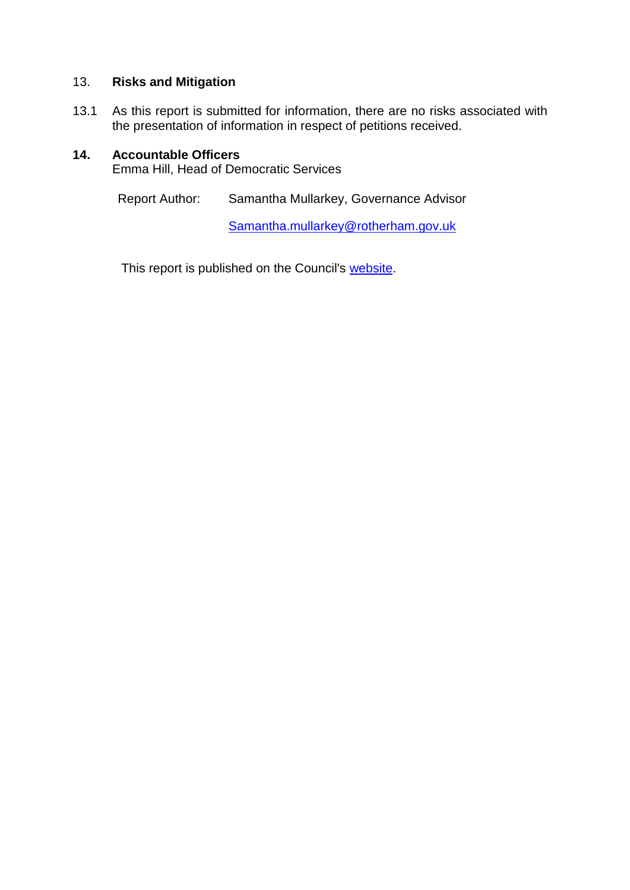## 13. Risks and Mitigation

13.1 As this report is submitted for information, there are no risks associated with the presentation of information in respect of petitions received.

## 14. Accountable Officers

Emma Hill, Head of Democratic Services

Report Author: Samantha Mullarkey, Governance Advisor

Samantha.mullarkey@rotherham.gov.uk

This report is published on the Council's website.